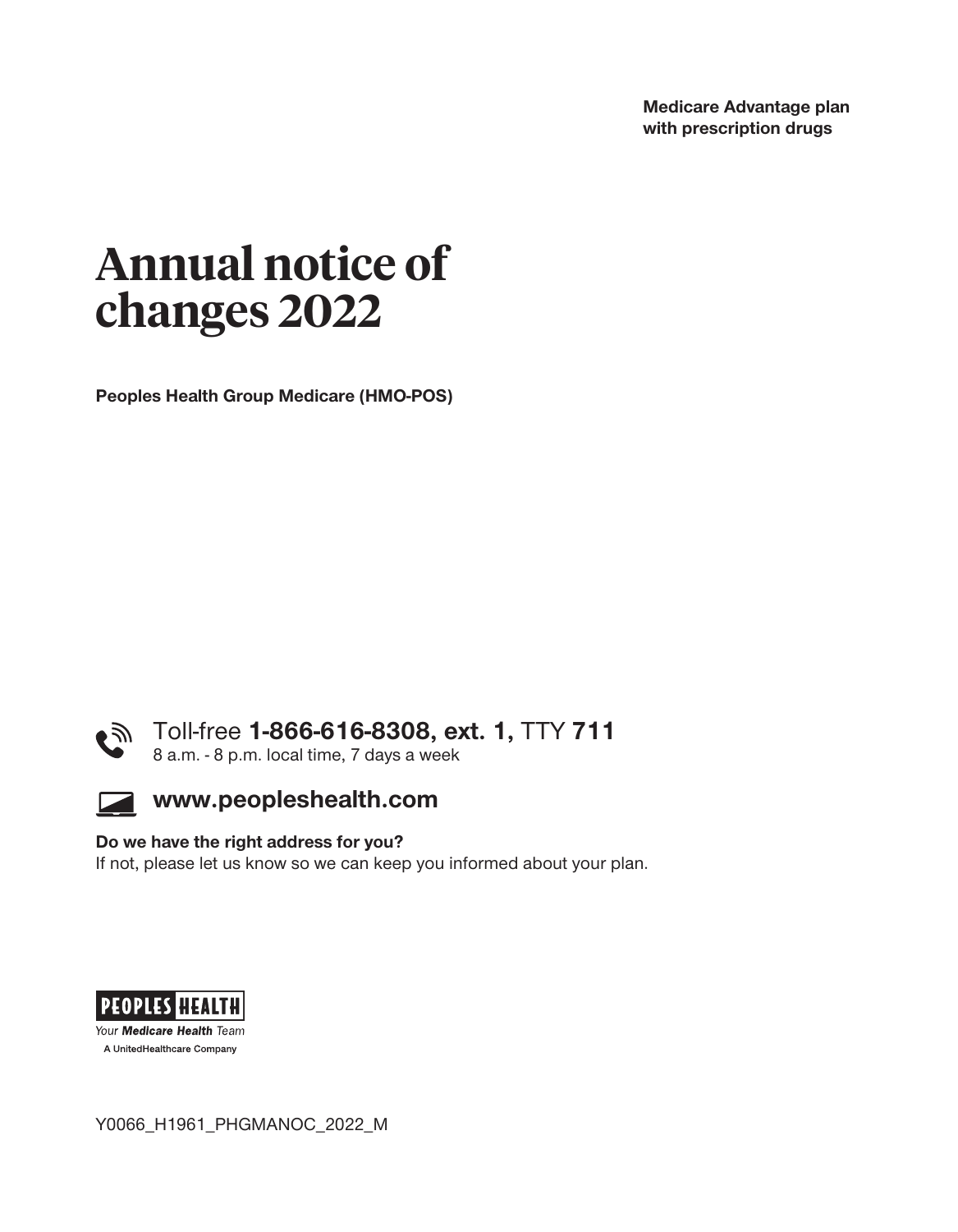**Medicare Advantage plan with prescription drugs**

# Annual notice of changes 2022

**Peoples Health Group Medicare (HMO-POS)**

Toll-free **1-866-616-8308, ext. 1,** TTY **711**
8 a.m. - 8 p.m. local time, 7 days a week

**www.peopleshealth.com**

**Do we have the right address for you?**
If not, please let us know so we can keep you informed about your plan.

PEOPLES HEALTH
*Your* ***Medicare Health*** *Team*
A UnitedHealthcare Company

Y0066_H1961_PHGMANOC_2022_M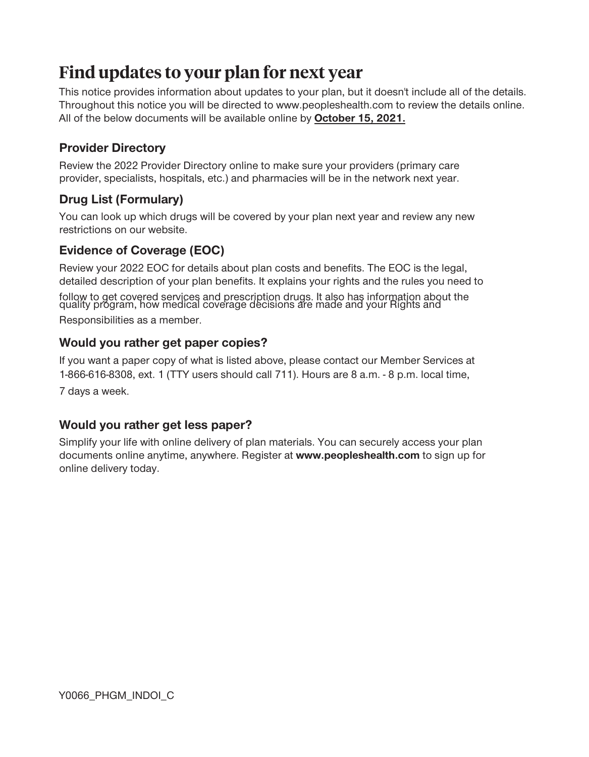# Find updates to your plan for next year

This notice provides information about updates to your plan, but it doesn't include all of the details. Throughout this notice you will be directed to www.peopleshealth.com to review the details online. All of the below documents will be available online by **October 15, 2021.**

### Provider Directory

Review the 2022 Provider Directory online to make sure your providers (primary care provider, specialists, hospitals, etc.) and pharmacies will be in the network next year.

### Drug List (Formulary)

You can look up which drugs will be covered by your plan next year and review any new restrictions on our website.

### Evidence of Coverage (EOC)

Review your 2022 EOC for details about plan costs and benefits. The EOC is the legal, detailed description of your plan benefits. It explains your rights and the rules you need to follow to get covered services and prescription drugs. It also has information about the quality program, how medical coverage decisions are made and your Rights and Responsibilities as a member.

### Would you rather get paper copies?

If you want a paper copy of what is listed above, please contact our Member Services at 1-866-616-8308, ext. 1 (TTY users should call 711). Hours are 8 a.m. - 8 p.m. local time, 7 days a week.

### Would you rather get less paper?

Simplify your life with online delivery of plan materials. You can securely access your plan documents online anytime, anywhere. Register at **www.peopleshealth.com** to sign up for online delivery today.

Y0066_PHGM_INDOI_C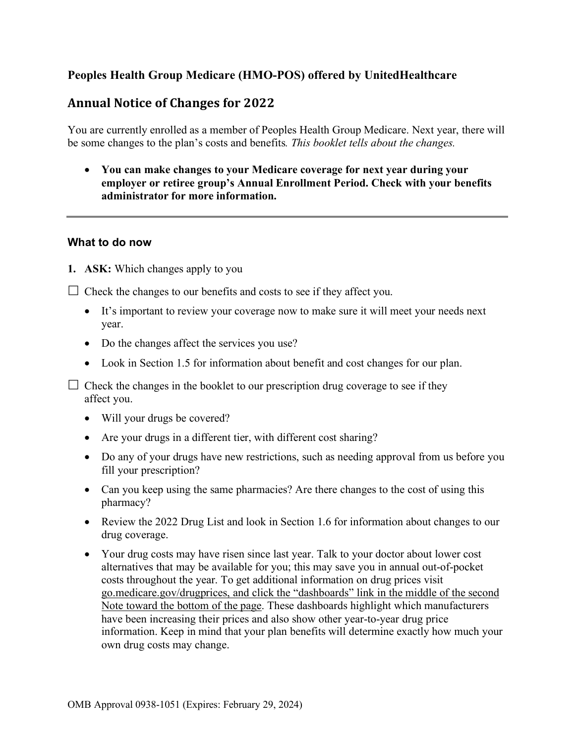**Peoples Health Group Medicare (HMO-POS) offered by UnitedHealthcare**

# Annual Notice of Changes for 2022

You are currently enrolled as a member of Peoples Health Group Medicare. Next year, there will be some changes to the plan's costs and benefits. *This booklet tells about the changes.*

- **You can make changes to your Medicare coverage for next year during your employer or retiree group's Annual Enrollment Period. Check with your benefits administrator for more information.**

---

### What to do now

1. **ASK:** Which changes apply to you

☐ Check the changes to our benefits and costs to see if they affect you.

- It's important to review your coverage now to make sure it will meet your needs next year.
- Do the changes affect the services you use?
- Look in Section 1.5 for information about benefit and cost changes for our plan.

☐ Check the changes in the booklet to our prescription drug coverage to see if they affect you.

- Will your drugs be covered?
- Are your drugs in a different tier, with different cost sharing?
- Do any of your drugs have new restrictions, such as needing approval from us before you fill your prescription?
- Can you keep using the same pharmacies? Are there changes to the cost of using this pharmacy?
- Review the 2022 Drug List and look in Section 1.6 for information about changes to our drug coverage.
- Your drug costs may have risen since last year. Talk to your doctor about lower cost alternatives that may be available for you; this may save you in annual out-of-pocket costs throughout the year. To get additional information on drug prices visit go.medicare.gov/drugprices, and click the "dashboards" link in the middle of the second Note toward the bottom of the page. These dashboards highlight which manufacturers have been increasing their prices and also show other year-to-year drug price information. Keep in mind that your plan benefits will determine exactly how much your own drug costs may change.

OMB Approval 0938-1051 (Expires: February 29, 2024)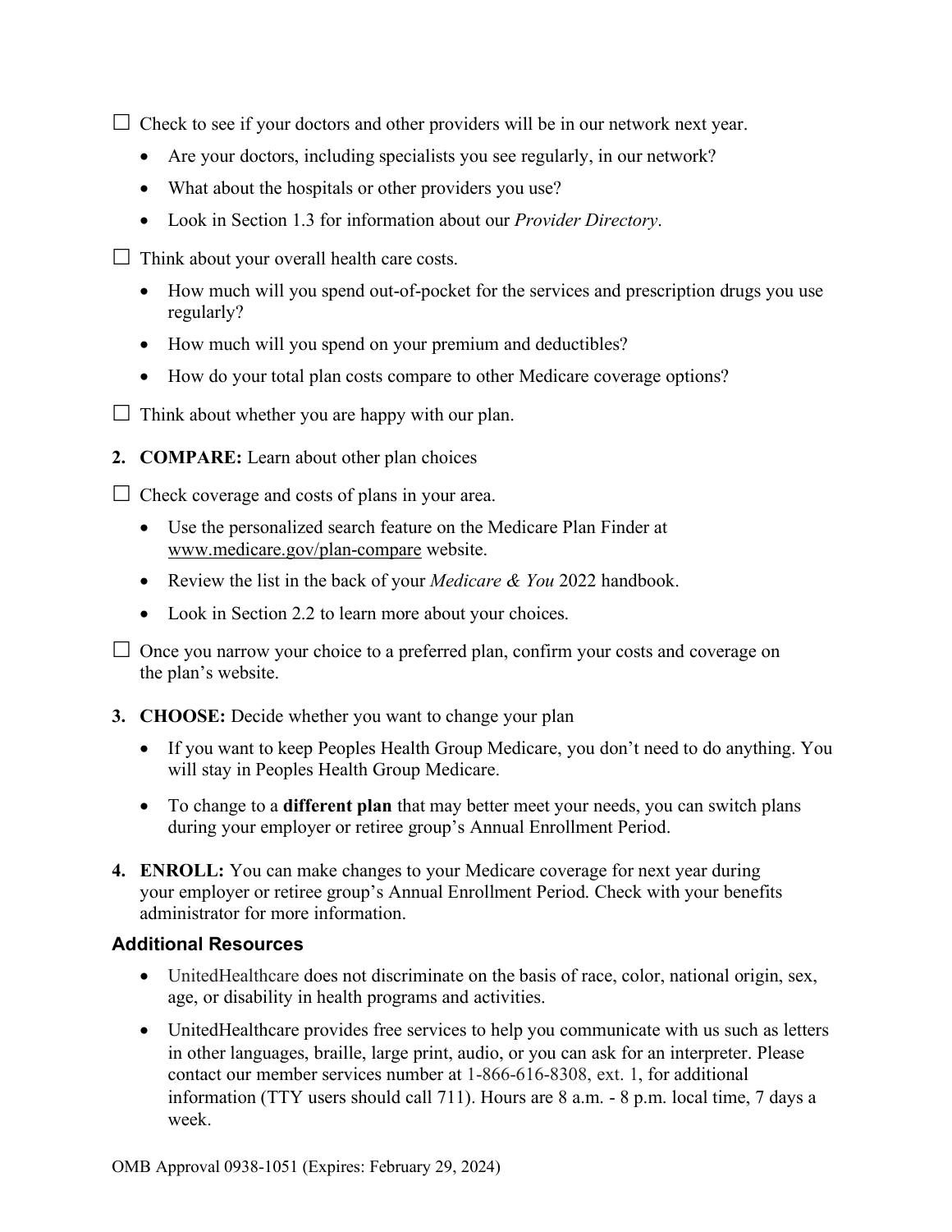☐ Check to see if your doctors and other providers will be in our network next year.

- Are your doctors, including specialists you see regularly, in our network?
- What about the hospitals or other providers you use?
- Look in Section 1.3 for information about our *Provider Directory*.

☐ Think about your overall health care costs.

- How much will you spend out-of-pocket for the services and prescription drugs you use regularly?
- How much will you spend on your premium and deductibles?
- How do your total plan costs compare to other Medicare coverage options?

☐ Think about whether you are happy with our plan.

2. **COMPARE:** Learn about other plan choices

☐ Check coverage and costs of plans in your area.

- Use the personalized search feature on the Medicare Plan Finder at www.medicare.gov/plan-compare website.
- Review the list in the back of your *Medicare & You* 2022 handbook.
- Look in Section 2.2 to learn more about your choices.

☐ Once you narrow your choice to a preferred plan, confirm your costs and coverage on the plan's website.

3. **CHOOSE:** Decide whether you want to change your plan
   - If you want to keep Peoples Health Group Medicare, you don't need to do anything. You will stay in Peoples Health Group Medicare.
   - To change to a **different plan** that may better meet your needs, you can switch plans during your employer or retiree group's Annual Enrollment Period.

4. **ENROLL:** You can make changes to your Medicare coverage for next year during your employer or retiree group's Annual Enrollment Period. Check with your benefits administrator for more information.

### Additional Resources

- UnitedHealthcare does not discriminate on the basis of race, color, national origin, sex, age, or disability in health programs and activities.
- UnitedHealthcare provides free services to help you communicate with us such as letters in other languages, braille, large print, audio, or you can ask for an interpreter. Please contact our member services number at 1-866-616-8308, ext. 1, for additional information (TTY users should call 711). Hours are 8 a.m. - 8 p.m. local time, 7 days a week.

OMB Approval 0938-1051 (Expires: February 29, 2024)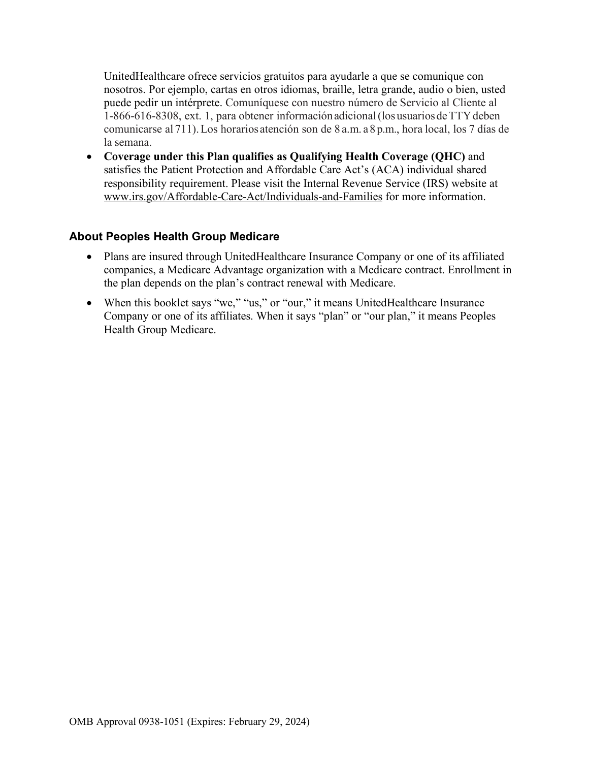UnitedHealthcare ofrece servicios gratuitos para ayudarle a que se comunique con nosotros. Por ejemplo, cartas en otros idiomas, braille, letra grande, audio o bien, usted puede pedir un intérprete. Comuníquese con nuestro número de Servicio al Cliente al 1-866-616-8308, ext. 1, para obtener información adicional (los usuarios de TTY deben comunicarse al 711). Los horarios atención son de 8 a.m. a 8 p.m., hora local, los 7 días de la semana.

- **Coverage under this Plan qualifies as Qualifying Health Coverage (QHC)** and satisfies the Patient Protection and Affordable Care Act's (ACA) individual shared responsibility requirement. Please visit the Internal Revenue Service (IRS) website at www.irs.gov/Affordable-Care-Act/Individuals-and-Families for more information.

## About Peoples Health Group Medicare

- Plans are insured through UnitedHealthcare Insurance Company or one of its affiliated companies, a Medicare Advantage organization with a Medicare contract. Enrollment in the plan depends on the plan's contract renewal with Medicare.
- When this booklet says "we," "us," or "our," it means UnitedHealthcare Insurance Company or one of its affiliates. When it says "plan" or "our plan," it means Peoples Health Group Medicare.

OMB Approval 0938-1051 (Expires: February 29, 2024)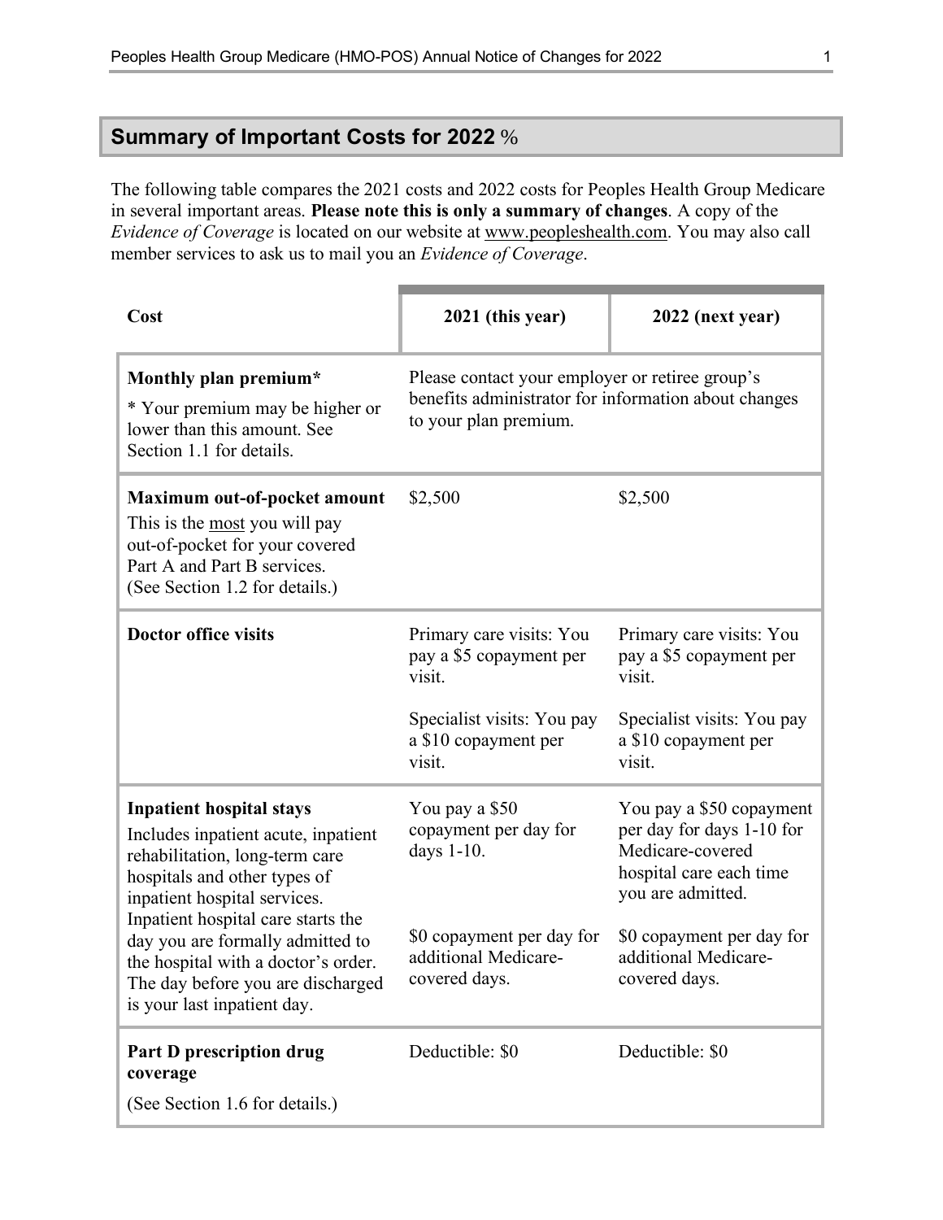## Summary of Important Costs for 2022

The following table compares the 2021 costs and 2022 costs for Peoples Health Group Medicare in several important areas. **Please note this is only a summary of changes**. A copy of the *Evidence of Coverage* is located on our website at www.peopleshealth.com. You may also call member services to ask us to mail you an *Evidence of Coverage*.

| Cost | 2021 (this year) | 2022 (next year) |
|---|---|---|
| **Monthly plan premium*** <br> * Your premium may be higher or lower than this amount. See Section 1.1 for details. | Please contact your employer or retiree group's benefits administrator for information about changes to your plan premium. | |
| **Maximum out-of-pocket amount** <br> This is the most you will pay out-of-pocket for your covered Part A and Part B services. (See Section 1.2 for details.) | $2,500 | $2,500 |
| **Doctor office visits** | Primary care visits: You pay a $5 copayment per visit. <br><br> Specialist visits: You pay a $10 copayment per visit. | Primary care visits: You pay a $5 copayment per visit. <br><br> Specialist visits: You pay a $10 copayment per visit. |
| **Inpatient hospital stays** <br> Includes inpatient acute, inpatient rehabilitation, long-term care hospitals and other types of inpatient hospital services. Inpatient hospital care starts the day you are formally admitted to the hospital with a doctor's order. The day before you are discharged is your last inpatient day. | You pay a $50 copayment per day for days 1-10. <br><br> $0 copayment per day for additional Medicare-covered days. | You pay a $50 copayment per day for days 1-10 for Medicare-covered hospital care each time you are admitted. <br><br> $0 copayment per day for additional Medicare-covered days. |
| **Part D prescription drug coverage** <br> (See Section 1.6 for details.) | Deductible: $0 | Deductible: $0 |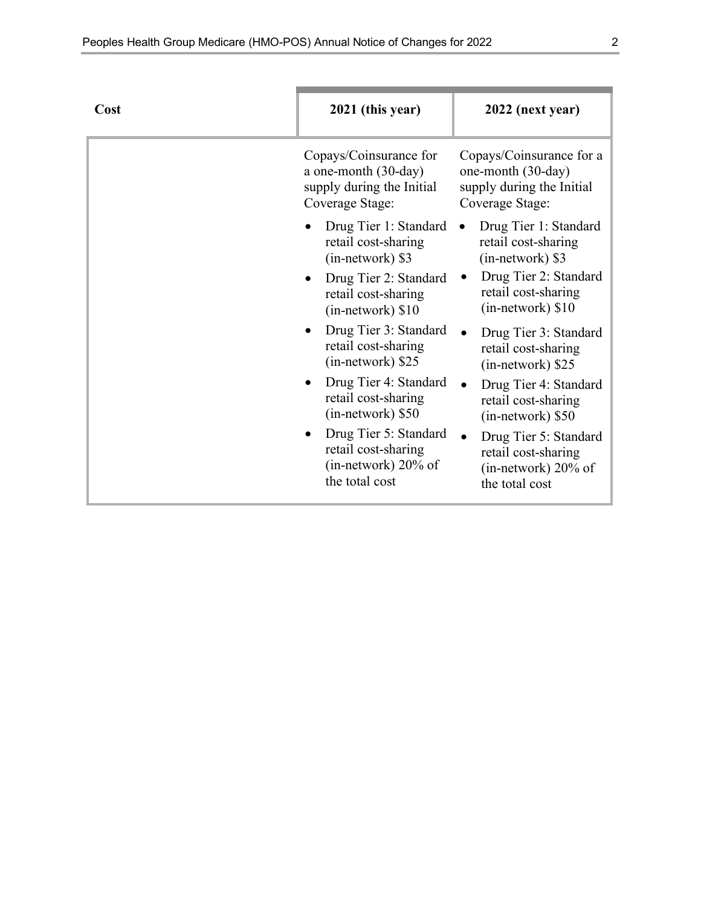| Cost | 2021 (this year) | 2022 (next year) |
| --- | --- | --- |
| | Copays/Coinsurance for a one-month (30-day) supply during the Initial Coverage Stage:<br>• Drug Tier 1: Standard retail cost-sharing (in-network) $3<br>• Drug Tier 2: Standard retail cost-sharing (in-network) $10<br>• Drug Tier 3: Standard retail cost-sharing (in-network) $25<br>• Drug Tier 4: Standard retail cost-sharing (in-network) $50<br>• Drug Tier 5: Standard retail cost-sharing (in-network) 20% of the total cost | Copays/Coinsurance for a one-month (30-day) supply during the Initial Coverage Stage:<br>• Drug Tier 1: Standard retail cost-sharing (in-network) $3<br>• Drug Tier 2: Standard retail cost-sharing (in-network) $10<br>• Drug Tier 3: Standard retail cost-sharing (in-network) $25<br>• Drug Tier 4: Standard retail cost-sharing (in-network) $50<br>• Drug Tier 5: Standard retail cost-sharing (in-network) 20% of the total cost |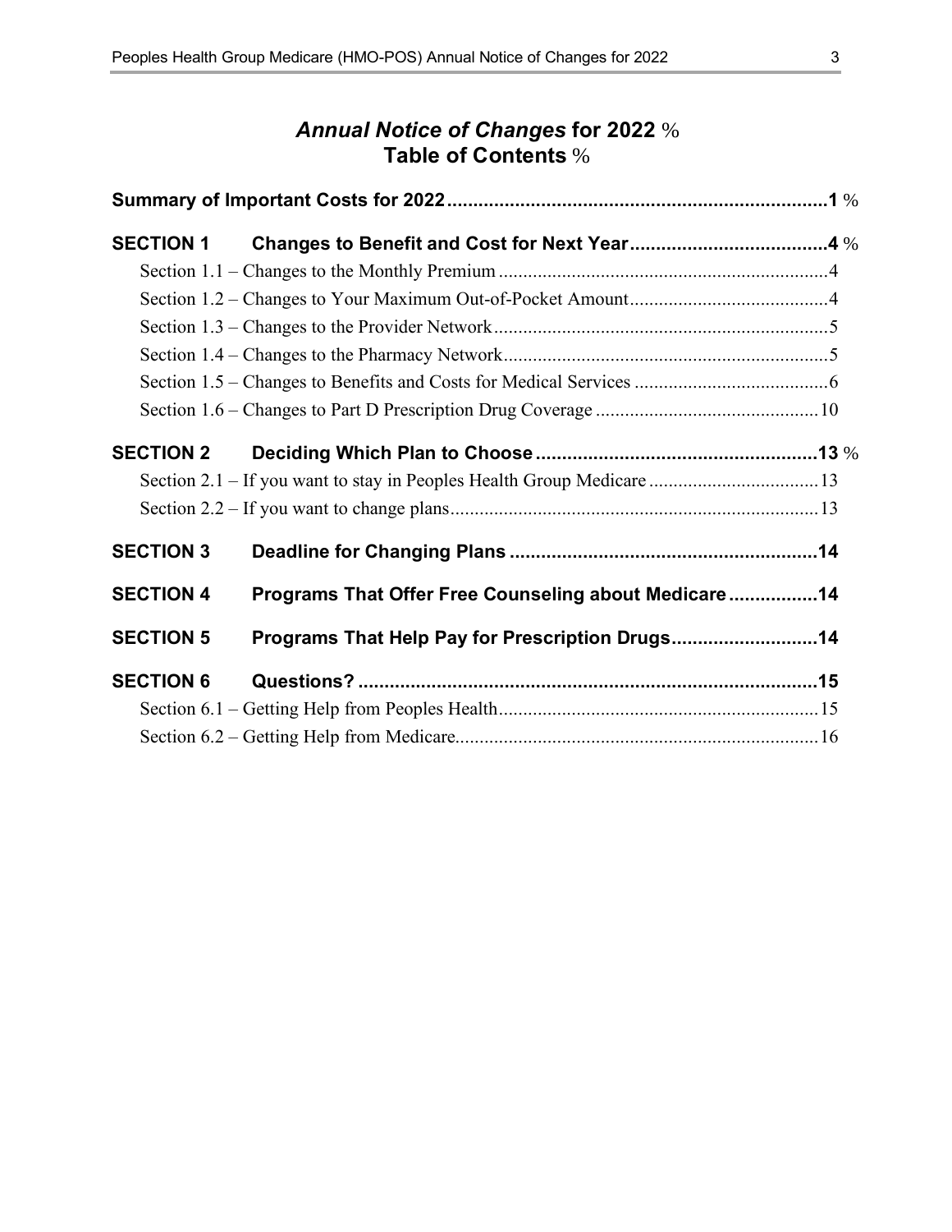# *Annual Notice of Changes* for 2022 %
# Table of Contents %

**Summary of Important Costs for 2022 ........................................................................ 1** %

**SECTION 1 Changes to Benefit and Cost for Next Year ..................................... 4** %

Section 1.1 – Changes to the Monthly Premium ................................................................... 4

Section 1.2 – Changes to Your Maximum Out-of-Pocket Amount ........................................ 4

Section 1.3 – Changes to the Provider Network ..................................................................... 5

Section 1.4 – Changes to the Pharmacy Network ................................................................... 5

Section 1.5 – Changes to Benefits and Costs for Medical Services ........................................ 6

Section 1.6 – Changes to Part D Prescription Drug Coverage ............................................. 10

**SECTION 2 Deciding Which Plan to Choose ..................................................... 13** %

Section 2.1 – If you want to stay in Peoples Health Group Medicare .................................. 13

Section 2.2 – If you want to change plans ........................................................................... 13

**SECTION 3 Deadline for Changing Plans .......................................................... 14**

**SECTION 4 Programs That Offer Free Counseling about Medicare ................ 14**

**SECTION 5 Programs That Help Pay for Prescription Drugs ........................... 14**

**SECTION 6 Questions? ....................................................................................... 15**

Section 6.1 – Getting Help from Peoples Health ................................................................. 15

Section 6.2 – Getting Help from Medicare ........................................................................... 16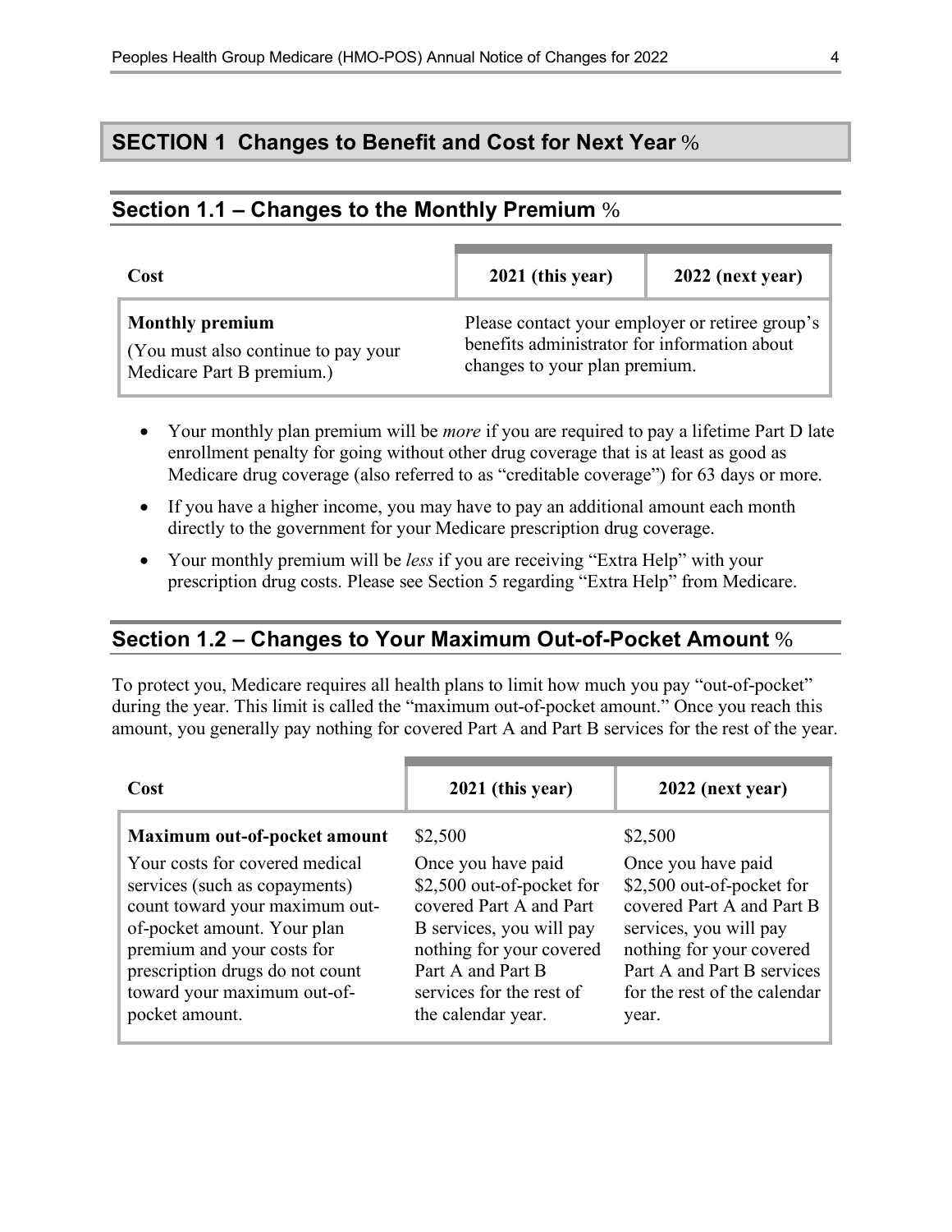## SECTION 1 Changes to Benefit and Cost for Next Year %

### Section 1.1 – Changes to the Monthly Premium %

| Cost | 2021 (this year) | 2022 (next year) |
|---|---|---|
| **Monthly premium**<br>(You must also continue to pay your Medicare Part B premium.) | Please contact your employer or retiree group's benefits administrator for information about changes to your plan premium. | |

- Your monthly plan premium will be *more* if you are required to pay a lifetime Part D late enrollment penalty for going without other drug coverage that is at least as good as Medicare drug coverage (also referred to as "creditable coverage") for 63 days or more.
- If you have a higher income, you may have to pay an additional amount each month directly to the government for your Medicare prescription drug coverage.
- Your monthly premium will be *less* if you are receiving "Extra Help" with your prescription drug costs. Please see Section 5 regarding "Extra Help" from Medicare.

### Section 1.2 – Changes to Your Maximum Out-of-Pocket Amount %

To protect you, Medicare requires all health plans to limit how much you pay "out-of-pocket" during the year. This limit is called the "maximum out-of-pocket amount." Once you reach this amount, you generally pay nothing for covered Part A and Part B services for the rest of the year.

| Cost | 2021 (this year) | 2022 (next year) |
|---|---|---|
| **Maximum out-of-pocket amount**<br>Your costs for covered medical services (such as copayments) count toward your maximum out-of-pocket amount. Your plan premium and your costs for prescription drugs do not count toward your maximum out-of-pocket amount. | $2,500<br>Once you have paid $2,500 out-of-pocket for covered Part A and Part B services, you will pay nothing for your covered Part A and Part B services for the rest of the calendar year. | $2,500<br>Once you have paid $2,500 out-of-pocket for covered Part A and Part B services, you will pay nothing for your covered Part A and Part B services for the rest of the calendar year. |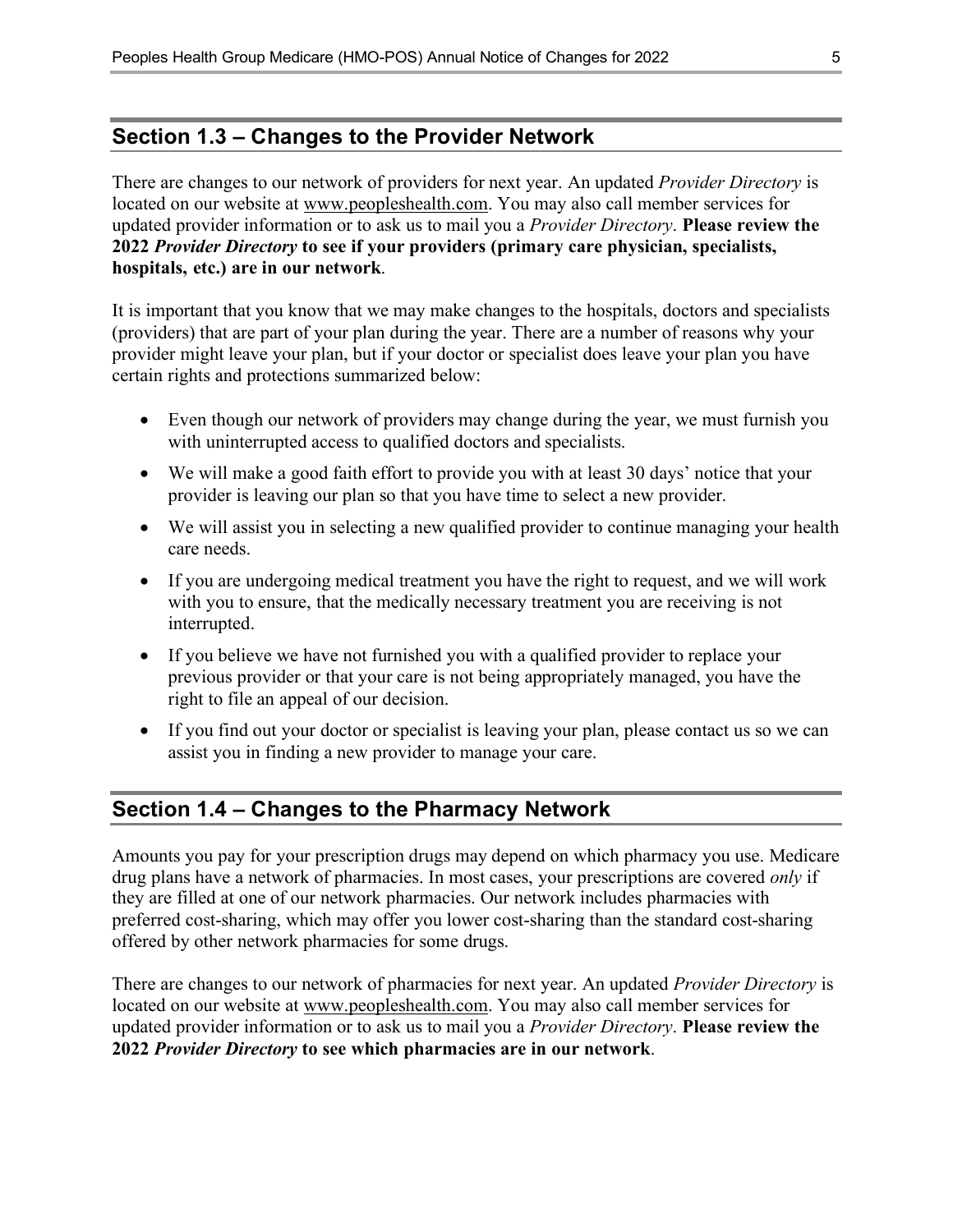## Section 1.3 – Changes to the Provider Network

There are changes to our network of providers for next year. An updated *Provider Directory* is located on our website at www.peopleshealth.com. You may also call member services for updated provider information or to ask us to mail you a *Provider Directory*. **Please review the 2022 *Provider Directory* to see if your providers (primary care physician, specialists, hospitals, etc.) are in our network**.

It is important that you know that we may make changes to the hospitals, doctors and specialists (providers) that are part of your plan during the year. There are a number of reasons why your provider might leave your plan, but if your doctor or specialist does leave your plan you have certain rights and protections summarized below:

- Even though our network of providers may change during the year, we must furnish you with uninterrupted access to qualified doctors and specialists.
- We will make a good faith effort to provide you with at least 30 days' notice that your provider is leaving our plan so that you have time to select a new provider.
- We will assist you in selecting a new qualified provider to continue managing your health care needs.
- If you are undergoing medical treatment you have the right to request, and we will work with you to ensure, that the medically necessary treatment you are receiving is not interrupted.
- If you believe we have not furnished you with a qualified provider to replace your previous provider or that your care is not being appropriately managed, you have the right to file an appeal of our decision.
- If you find out your doctor or specialist is leaving your plan, please contact us so we can assist you in finding a new provider to manage your care.

## Section 1.4 – Changes to the Pharmacy Network

Amounts you pay for your prescription drugs may depend on which pharmacy you use. Medicare drug plans have a network of pharmacies. In most cases, your prescriptions are covered *only* if they are filled at one of our network pharmacies. Our network includes pharmacies with preferred cost-sharing, which may offer you lower cost-sharing than the standard cost-sharing offered by other network pharmacies for some drugs.

There are changes to our network of pharmacies for next year. An updated *Provider Directory* is located on our website at www.peopleshealth.com. You may also call member services for updated provider information or to ask us to mail you a *Provider Directory*. **Please review the 2022 *Provider Directory* to see which pharmacies are in our network**.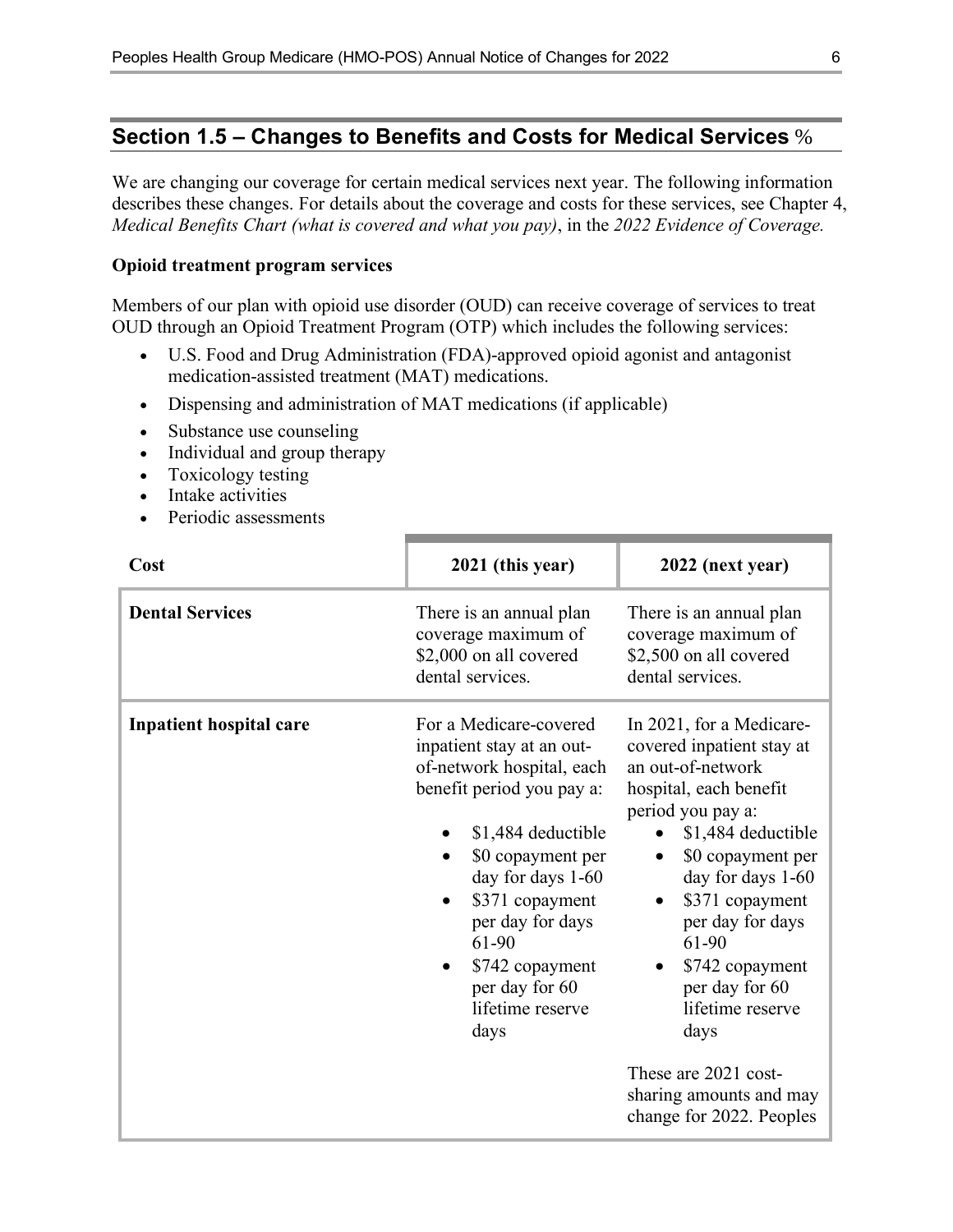## Section 1.5 – Changes to Benefits and Costs for Medical Services %

We are changing our coverage for certain medical services next year. The following information describes these changes. For details about the coverage and costs for these services, see Chapter 4, *Medical Benefits Chart (what is covered and what you pay)*, in the *2022 Evidence of Coverage.*

**Opioid treatment program services**

Members of our plan with opioid use disorder (OUD) can receive coverage of services to treat OUD through an Opioid Treatment Program (OTP) which includes the following services:

- U.S. Food and Drug Administration (FDA)-approved opioid agonist and antagonist medication-assisted treatment (MAT) medications.
- Dispensing and administration of MAT medications (if applicable)
- Substance use counseling
- Individual and group therapy
- Toxicology testing
- Intake activities
- Periodic assessments

| Cost | 2021 (this year) | 2022 (next year) |
|---|---|---|
| **Dental Services** | There is an annual plan coverage maximum of \$2,000 on all covered dental services. | There is an annual plan coverage maximum of \$2,500 on all covered dental services. |
| **Inpatient hospital care** | For a Medicare-covered inpatient stay at an out-of-network hospital, each benefit period you pay a:<br>• \$1,484 deductible<br>• \$0 copayment per day for days 1-60<br>• \$371 copayment per day for days 61-90<br>• \$742 copayment per day for 60 lifetime reserve days | In 2021, for a Medicare-covered inpatient stay at an out-of-network hospital, each benefit period you pay a:<br>• \$1,484 deductible<br>• \$0 copayment per day for days 1-60<br>• \$371 copayment per day for days 61-90<br>• \$742 copayment per day for 60 lifetime reserve days<br><br>These are 2021 cost-sharing amounts and may change for 2022. Peoples |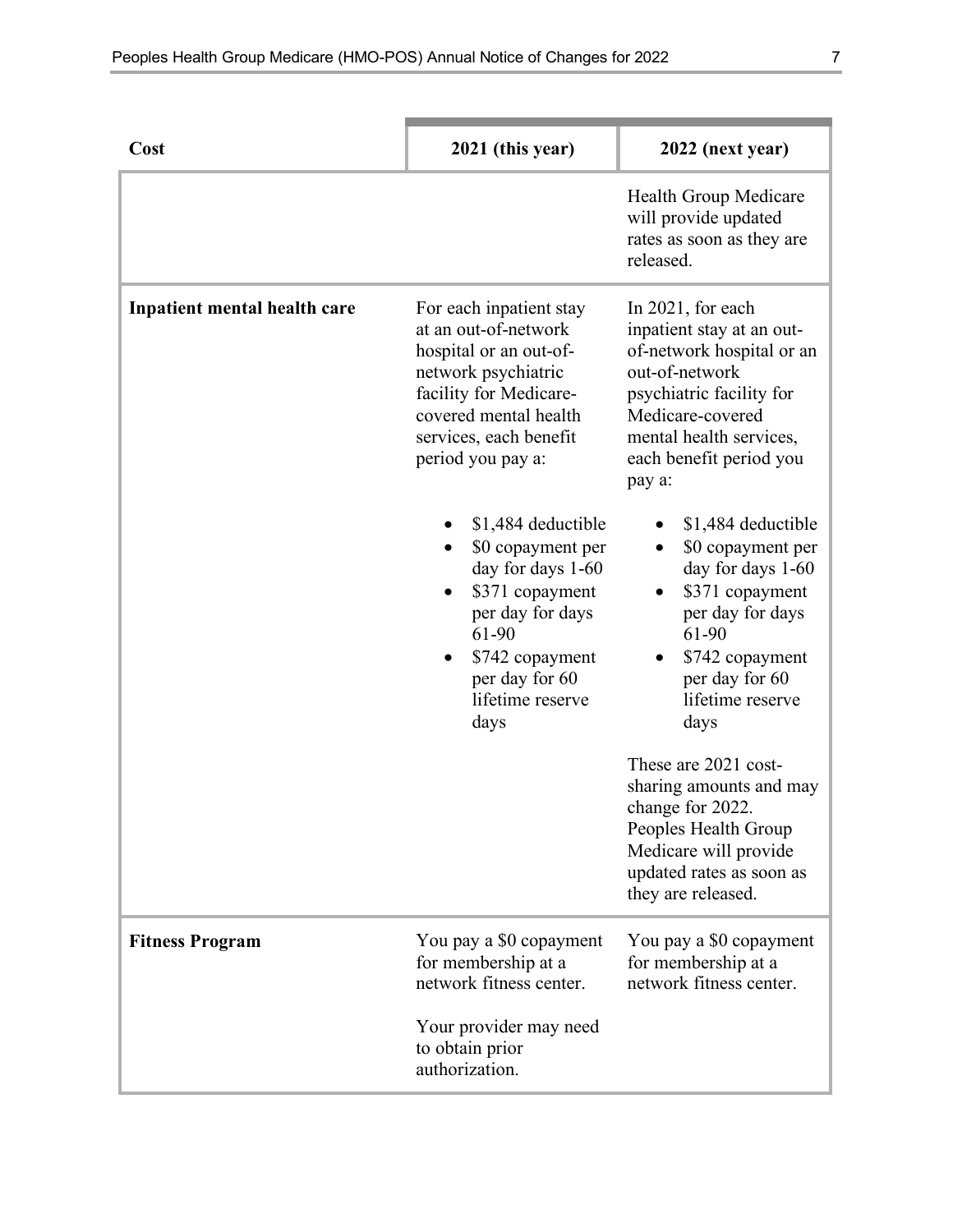| Cost | 2021 (this year) | 2022 (next year) |
| --- | --- | --- |
| | | Health Group Medicare will provide updated rates as soon as they are released. |
| **Inpatient mental health care** | For each inpatient stay at an out-of-network hospital or an out-of-network psychiatric facility for Medicare-covered mental health services, each benefit period you pay a:<br><br>• $1,484 deductible<br>• $0 copayment per day for days 1-60<br>• $371 copayment per day for days 61-90<br>• $742 copayment per day for 60 lifetime reserve days | In 2021, for each inpatient stay at an out-of-network hospital or an out-of-network psychiatric facility for Medicare-covered mental health services, each benefit period you pay a:<br><br>• $1,484 deductible<br>• $0 copayment per day for days 1-60<br>• $371 copayment per day for days 61-90<br>• $742 copayment per day for 60 lifetime reserve days<br><br>These are 2021 cost-sharing amounts and may change for 2022. Peoples Health Group Medicare will provide updated rates as soon as they are released. |
| **Fitness Program** | You pay a $0 copayment for membership at a network fitness center.<br><br>Your provider may need to obtain prior authorization. | You pay a $0 copayment for membership at a network fitness center. |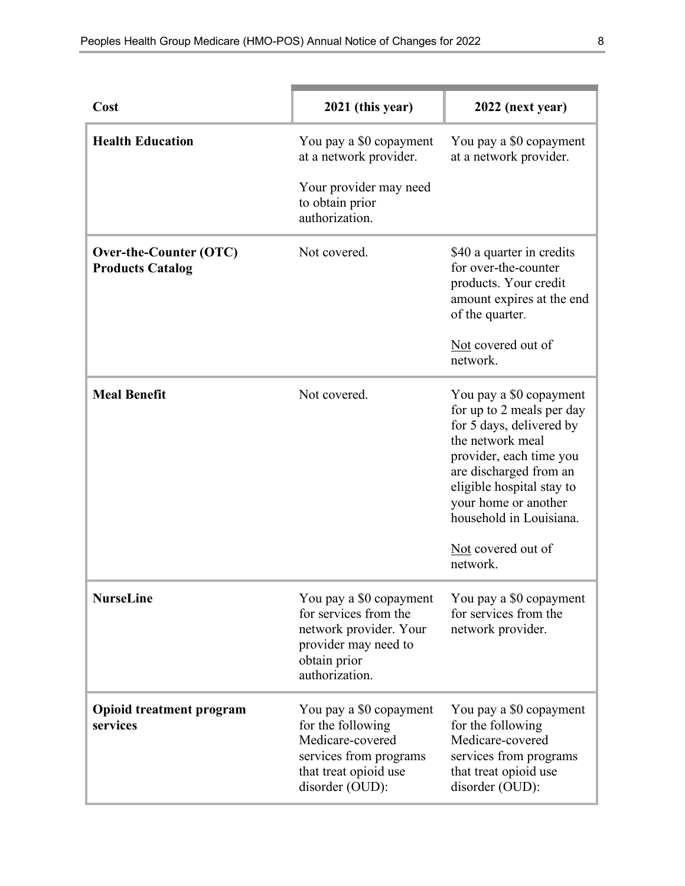| Cost | 2021 (this year) | 2022 (next year) |
|---|---|---|
| **Health Education** | You pay a $0 copayment at a network provider.<br><br>Your provider may need to obtain prior authorization. | You pay a $0 copayment at a network provider. |
| **Over-the-Counter (OTC) Products Catalog** | Not covered. | $40 a quarter in credits for over-the-counter products. Your credit amount expires at the end of the quarter.<br><br>Not covered out of network. |
| **Meal Benefit** | Not covered. | You pay a $0 copayment for up to 2 meals per day for 5 days, delivered by the network meal provider, each time you are discharged from an eligible hospital stay to your home or another household in Louisiana.<br><br>Not covered out of network. |
| **NurseLine** | You pay a $0 copayment for services from the network provider. Your provider may need to obtain prior authorization. | You pay a $0 copayment for services from the network provider. |
| **Opioid treatment program services** | You pay a $0 copayment for the following Medicare-covered services from programs that treat opioid use disorder (OUD): | You pay a $0 copayment for the following Medicare-covered services from programs that treat opioid use disorder (OUD): |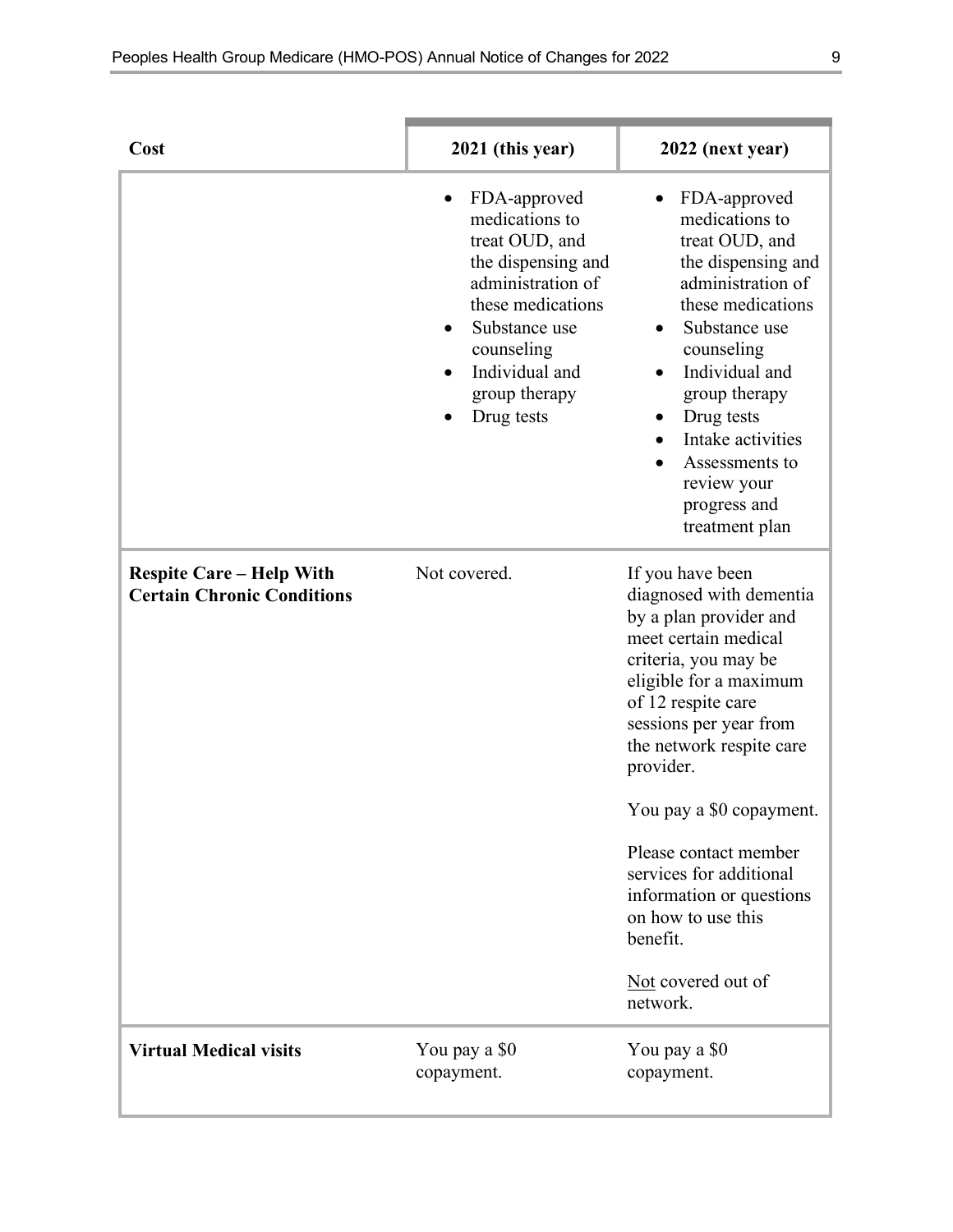| Cost | 2021 (this year) | 2022 (next year) |
|---|---|---|
| | • FDA-approved medications to treat OUD, and the dispensing and administration of these medications<br>• Substance use counseling<br>• Individual and group therapy<br>• Drug tests | • FDA-approved medications to treat OUD, and the dispensing and administration of these medications<br>• Substance use counseling<br>• Individual and group therapy<br>• Drug tests<br>• Intake activities<br>• Assessments to review your progress and treatment plan |
| **Respite Care – Help With Certain Chronic Conditions** | Not covered. | If you have been diagnosed with dementia by a plan provider and meet certain medical criteria, you may be eligible for a maximum of 12 respite care sessions per year from the network respite care provider.<br><br>You pay a $0 copayment.<br><br>Please contact member services for additional information or questions on how to use this benefit.<br><br>Not covered out of network. |
| **Virtual Medical visits** | You pay a $0 copayment. | You pay a $0 copayment. |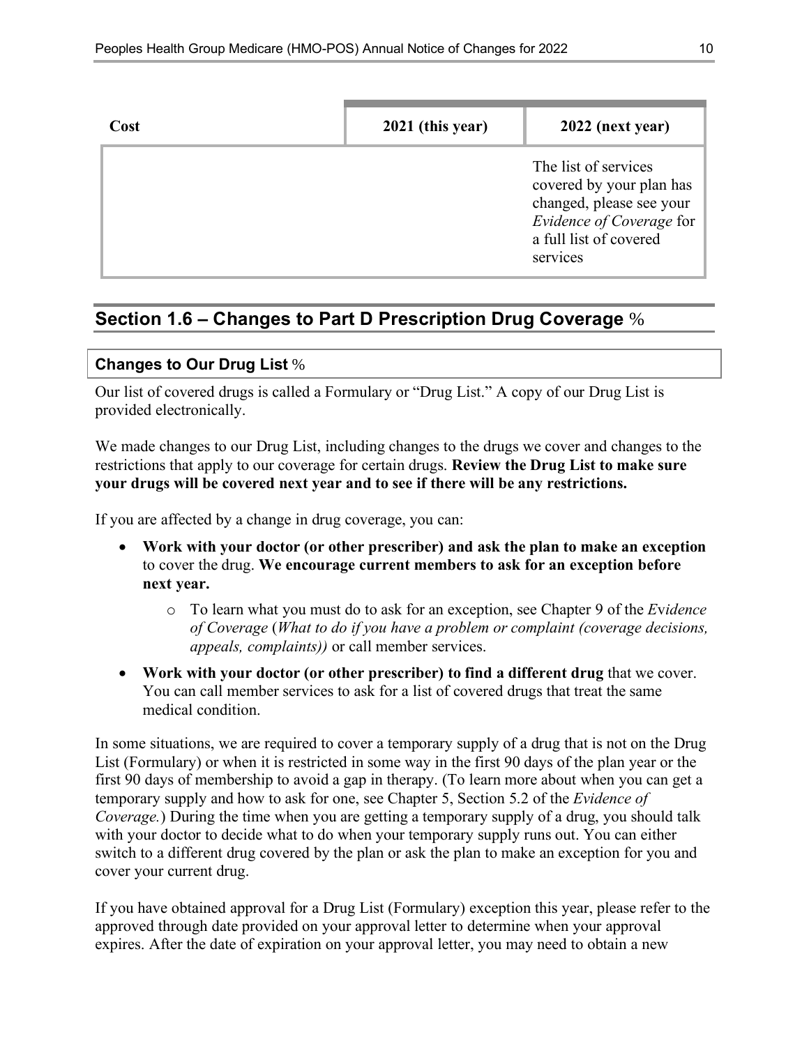| Cost | 2021 (this year) | 2022 (next year) |
| --- | --- | --- |
| | | The list of services covered by your plan has changed, please see your *Evidence of Coverage* for a full list of covered services |

## Section 1.6 – Changes to Part D Prescription Drug Coverage %

### Changes to Our Drug List %

Our list of covered drugs is called a Formulary or "Drug List." A copy of our Drug List is provided electronically.

We made changes to our Drug List, including changes to the drugs we cover and changes to the restrictions that apply to our coverage for certain drugs. **Review the Drug List to make sure your drugs will be covered next year and to see if there will be any restrictions.**

If you are affected by a change in drug coverage, you can:

- **Work with your doctor (or other prescriber) and ask the plan to make an exception** to cover the drug. **We encourage current members to ask for an exception before next year.**
  - To learn what you must do to ask for an exception, see Chapter 9 of the *Evidence of Coverage* (*What to do if you have a problem or complaint (coverage decisions, appeals, complaints))* or call member services.
- **Work with your doctor (or other prescriber) to find a different drug** that we cover. You can call member services to ask for a list of covered drugs that treat the same medical condition.

In some situations, we are required to cover a temporary supply of a drug that is not on the Drug List (Formulary) or when it is restricted in some way in the first 90 days of the plan year or the first 90 days of membership to avoid a gap in therapy. (To learn more about when you can get a temporary supply and how to ask for one, see Chapter 5, Section 5.2 of the *Evidence of Coverage.*) During the time when you are getting a temporary supply of a drug, you should talk with your doctor to decide what to do when your temporary supply runs out. You can either switch to a different drug covered by the plan or ask the plan to make an exception for you and cover your current drug.

If you have obtained approval for a Drug List (Formulary) exception this year, please refer to the approved through date provided on your approval letter to determine when your approval expires. After the date of expiration on your approval letter, you may need to obtain a new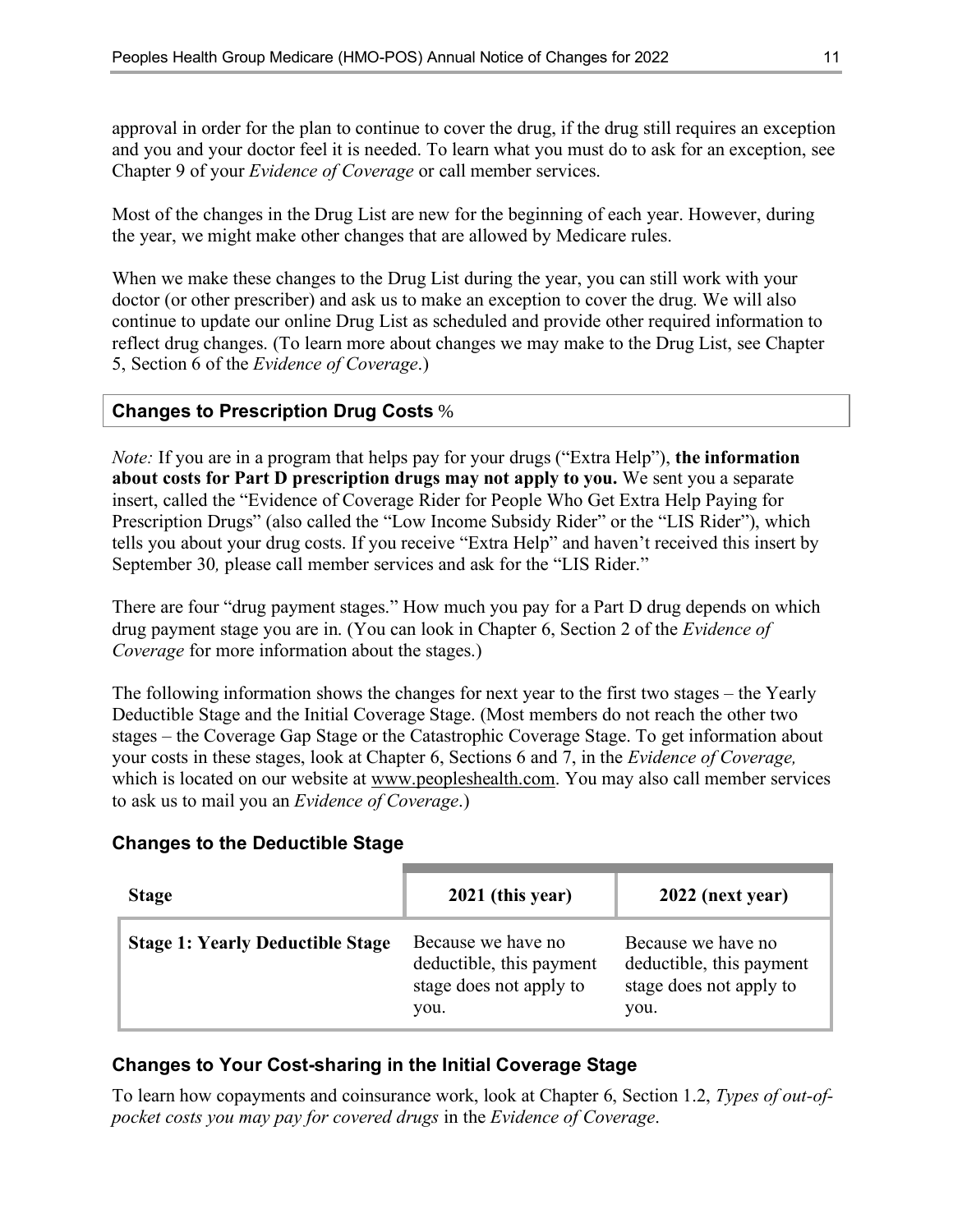approval in order for the plan to continue to cover the drug, if the drug still requires an exception and you and your doctor feel it is needed. To learn what you must do to ask for an exception, see Chapter 9 of your *Evidence of Coverage* or call member services.

Most of the changes in the Drug List are new for the beginning of each year. However, during the year, we might make other changes that are allowed by Medicare rules.

When we make these changes to the Drug List during the year, you can still work with your doctor (or other prescriber) and ask us to make an exception to cover the drug. We will also continue to update our online Drug List as scheduled and provide other required information to reflect drug changes. (To learn more about changes we may make to the Drug List, see Chapter 5, Section 6 of the *Evidence of Coverage*.)

## Changes to Prescription Drug Costs %

*Note:* If you are in a program that helps pay for your drugs ("Extra Help"), **the information about costs for Part D prescription drugs may not apply to you.** We sent you a separate insert, called the "Evidence of Coverage Rider for People Who Get Extra Help Paying for Prescription Drugs" (also called the "Low Income Subsidy Rider" or the "LIS Rider"), which tells you about your drug costs. If you receive "Extra Help" and haven't received this insert by September 30*,* please call member services and ask for the "LIS Rider."

There are four "drug payment stages." How much you pay for a Part D drug depends on which drug payment stage you are in. (You can look in Chapter 6, Section 2 of the *Evidence of Coverage* for more information about the stages.)

The following information shows the changes for next year to the first two stages – the Yearly Deductible Stage and the Initial Coverage Stage. (Most members do not reach the other two stages – the Coverage Gap Stage or the Catastrophic Coverage Stage. To get information about your costs in these stages, look at Chapter 6, Sections 6 and 7, in the *Evidence of Coverage,* which is located on our website at www.peopleshealth.com. You may also call member services to ask us to mail you an *Evidence of Coverage*.)

### Changes to the Deductible Stage

| Stage | 2021 (this year) | 2022 (next year) |
|---|---|---|
| **Stage 1: Yearly Deductible Stage** | Because we have no deductible, this payment stage does not apply to you. | Because we have no deductible, this payment stage does not apply to you. |

### Changes to Your Cost-sharing in the Initial Coverage Stage

To learn how copayments and coinsurance work, look at Chapter 6, Section 1.2, *Types of out-of-pocket costs you may pay for covered drugs* in the *Evidence of Coverage*.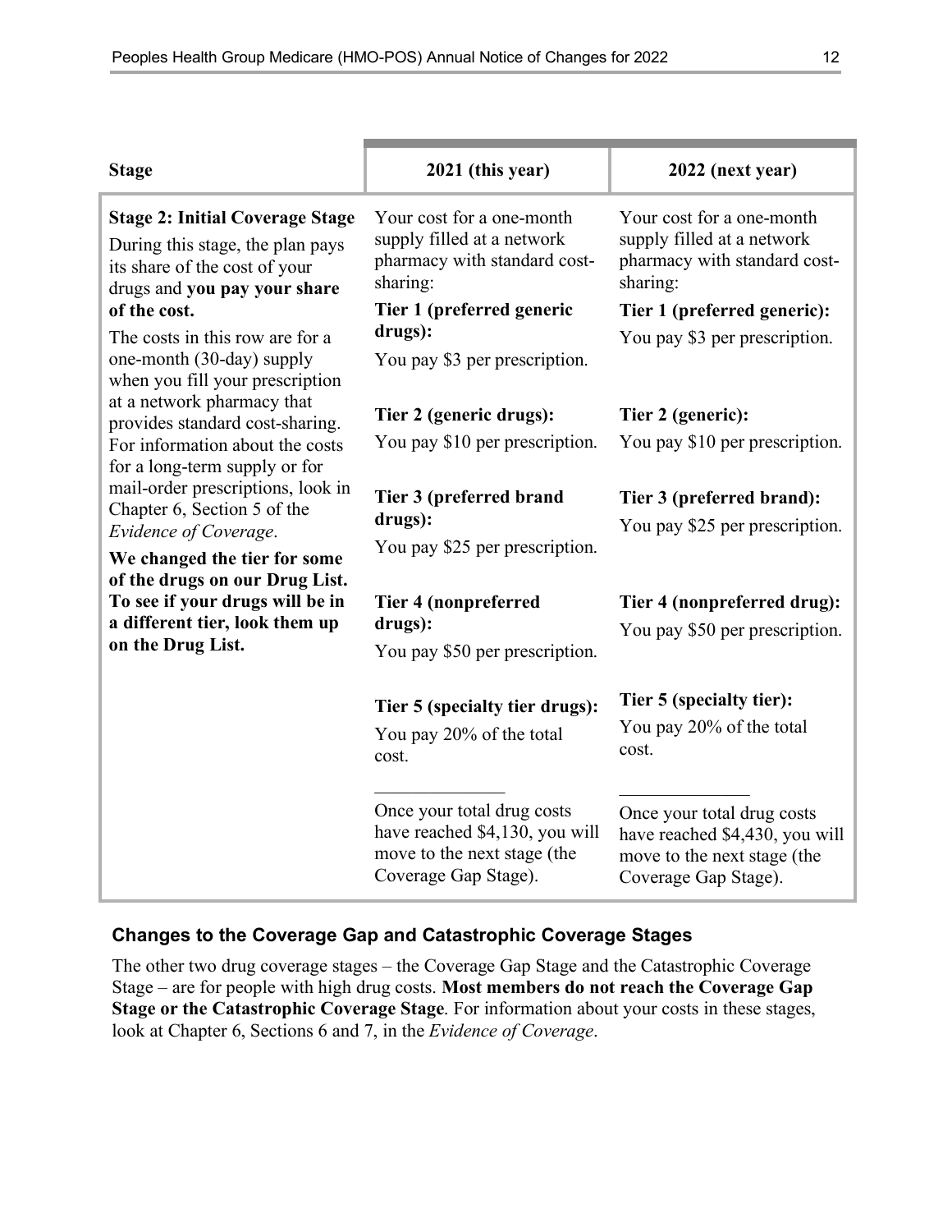| Stage | 2021 (this year) | 2022 (next year) |
| --- | --- | --- |
| **Stage 2: Initial Coverage Stage**<br>During this stage, the plan pays its share of the cost of your drugs and **you pay your share of the cost.**<br>The costs in this row are for a one-month (30-day) supply when you fill your prescription at a network pharmacy that provides standard cost-sharing. For information about the costs for a long-term supply or for mail-order prescriptions, look in Chapter 6, Section 5 of the *Evidence of Coverage*.<br>**We changed the tier for some of the drugs on our Drug List. To see if your drugs will be in a different tier, look them up on the Drug List.** | Your cost for a one-month supply filled at a network pharmacy with standard cost-sharing:<br>**Tier 1 (preferred generic drugs):**<br>You pay $3 per prescription.<br>**Tier 2 (generic drugs):**<br>You pay $10 per prescription.<br>**Tier 3 (preferred brand drugs):**<br>You pay $25 per prescription.<br>**Tier 4 (nonpreferred drugs):**<br>You pay $50 per prescription.<br>**Tier 5 (specialty tier drugs):**<br>You pay 20% of the total cost.<br>______________<br>Once your total drug costs have reached $4,130, you will move to the next stage (the Coverage Gap Stage). | Your cost for a one-month supply filled at a network pharmacy with standard cost-sharing:<br>**Tier 1 (preferred generic):**<br>You pay $3 per prescription.<br>**Tier 2 (generic):**<br>You pay $10 per prescription.<br>**Tier 3 (preferred brand):**<br>You pay $25 per prescription.<br>**Tier 4 (nonpreferred drug):**<br>You pay $50 per prescription.<br>**Tier 5 (specialty tier):**<br>You pay 20% of the total cost.<br>______________<br>Once your total drug costs have reached $4,430, you will move to the next stage (the Coverage Gap Stage). |

### Changes to the Coverage Gap and Catastrophic Coverage Stages

The other two drug coverage stages – the Coverage Gap Stage and the Catastrophic Coverage Stage – are for people with high drug costs. **Most members do not reach the Coverage Gap Stage or the Catastrophic Coverage Stage**. For information about your costs in these stages, look at Chapter 6, Sections 6 and 7, in the *Evidence of Coverage*.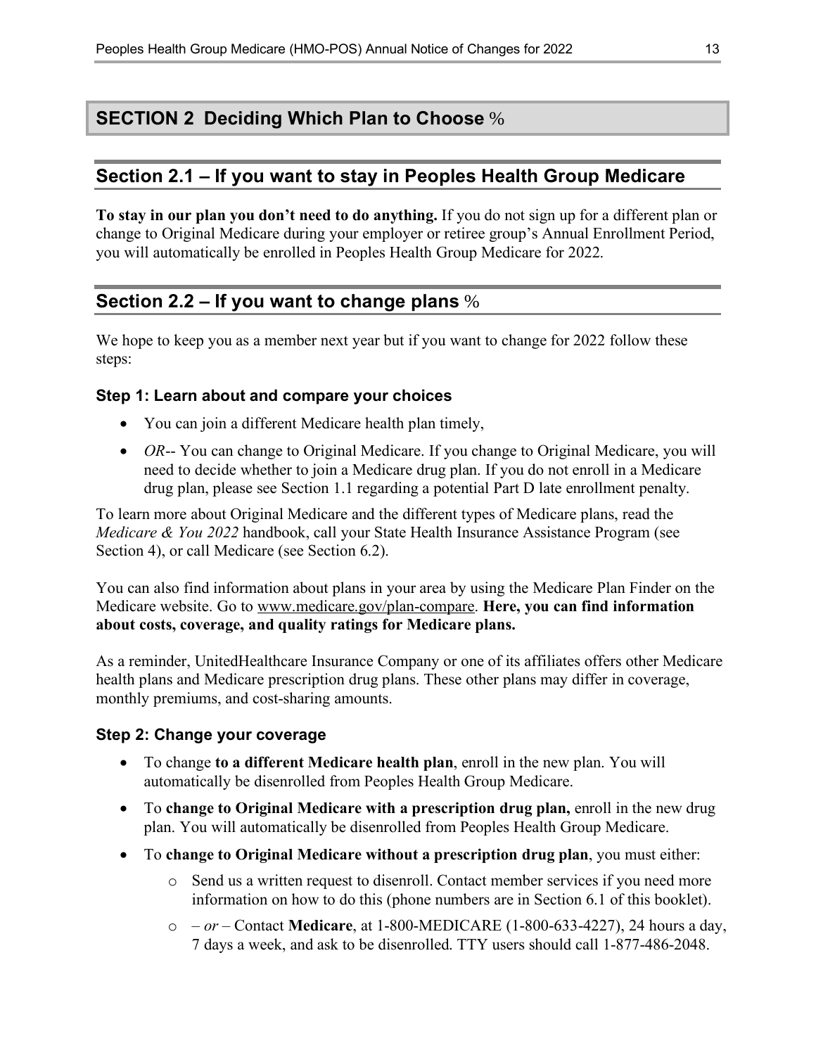## SECTION 2 Deciding Which Plan to Choose %

### Section 2.1 – If you want to stay in Peoples Health Group Medicare

**To stay in our plan you don't need to do anything.** If you do not sign up for a different plan or change to Original Medicare during your employer or retiree group's Annual Enrollment Period, you will automatically be enrolled in Peoples Health Group Medicare for 2022.

### Section 2.2 – If you want to change plans %

We hope to keep you as a member next year but if you want to change for 2022 follow these steps:

#### Step 1: Learn about and compare your choices

- You can join a different Medicare health plan timely,
- *OR*-- You can change to Original Medicare. If you change to Original Medicare, you will need to decide whether to join a Medicare drug plan. If you do not enroll in a Medicare drug plan, please see Section 1.1 regarding a potential Part D late enrollment penalty.

To learn more about Original Medicare and the different types of Medicare plans, read the *Medicare & You 2022* handbook, call your State Health Insurance Assistance Program (see Section 4), or call Medicare (see Section 6.2).

You can also find information about plans in your area by using the Medicare Plan Finder on the Medicare website. Go to www.medicare.gov/plan-compare. **Here, you can find information about costs, coverage, and quality ratings for Medicare plans.**

As a reminder, UnitedHealthcare Insurance Company or one of its affiliates offers other Medicare health plans and Medicare prescription drug plans. These other plans may differ in coverage, monthly premiums, and cost-sharing amounts.

#### Step 2: Change your coverage

- To change **to a different Medicare health plan**, enroll in the new plan. You will automatically be disenrolled from Peoples Health Group Medicare.
- To **change to Original Medicare with a prescription drug plan,** enroll in the new drug plan. You will automatically be disenrolled from Peoples Health Group Medicare.
- To **change to Original Medicare without a prescription drug plan**, you must either:
  - Send us a written request to disenroll. Contact member services if you need more information on how to do this (phone numbers are in Section 6.1 of this booklet).
  - *– or –* Contact **Medicare**, at 1-800-MEDICARE (1-800-633-4227), 24 hours a day, 7 days a week, and ask to be disenrolled. TTY users should call 1-877-486-2048.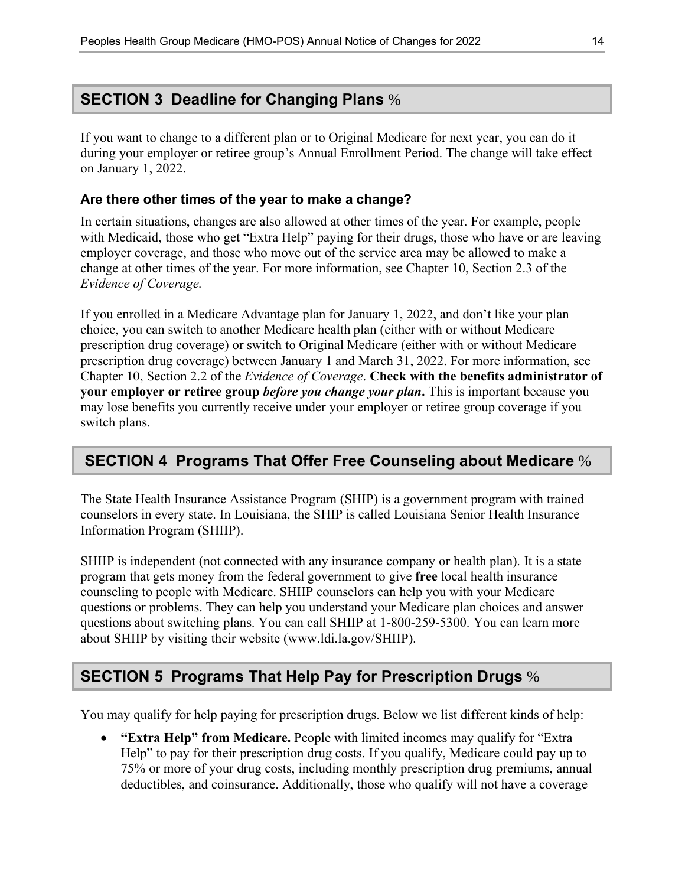## SECTION 3 Deadline for Changing Plans %

If you want to change to a different plan or to Original Medicare for next year, you can do it during your employer or retiree group's Annual Enrollment Period. The change will take effect on January 1, 2022.

### Are there other times of the year to make a change?

In certain situations, changes are also allowed at other times of the year. For example, people with Medicaid, those who get "Extra Help" paying for their drugs, those who have or are leaving employer coverage, and those who move out of the service area may be allowed to make a change at other times of the year. For more information, see Chapter 10, Section 2.3 of the *Evidence of Coverage.*

If you enrolled in a Medicare Advantage plan for January 1, 2022, and don't like your plan choice, you can switch to another Medicare health plan (either with or without Medicare prescription drug coverage) or switch to Original Medicare (either with or without Medicare prescription drug coverage) between January 1 and March 31, 2022. For more information, see Chapter 10, Section 2.2 of the *Evidence of Coverage*. **Check with the benefits administrator of your employer or retiree group *before you change your plan*.** This is important because you may lose benefits you currently receive under your employer or retiree group coverage if you switch plans.

## SECTION 4 Programs That Offer Free Counseling about Medicare %

The State Health Insurance Assistance Program (SHIP) is a government program with trained counselors in every state. In Louisiana, the SHIP is called Louisiana Senior Health Insurance Information Program (SHIIP).

SHIIP is independent (not connected with any insurance company or health plan). It is a state program that gets money from the federal government to give **free** local health insurance counseling to people with Medicare. SHIIP counselors can help you with your Medicare questions or problems. They can help you understand your Medicare plan choices and answer questions about switching plans. You can call SHIIP at 1-800-259-5300. You can learn more about SHIIP by visiting their website (www.ldi.la.gov/SHIIP).

## SECTION 5 Programs That Help Pay for Prescription Drugs %

You may qualify for help paying for prescription drugs. Below we list different kinds of help:

- **"Extra Help" from Medicare.** People with limited incomes may qualify for "Extra Help" to pay for their prescription drug costs. If you qualify, Medicare could pay up to 75% or more of your drug costs, including monthly prescription drug premiums, annual deductibles, and coinsurance. Additionally, those who qualify will not have a coverage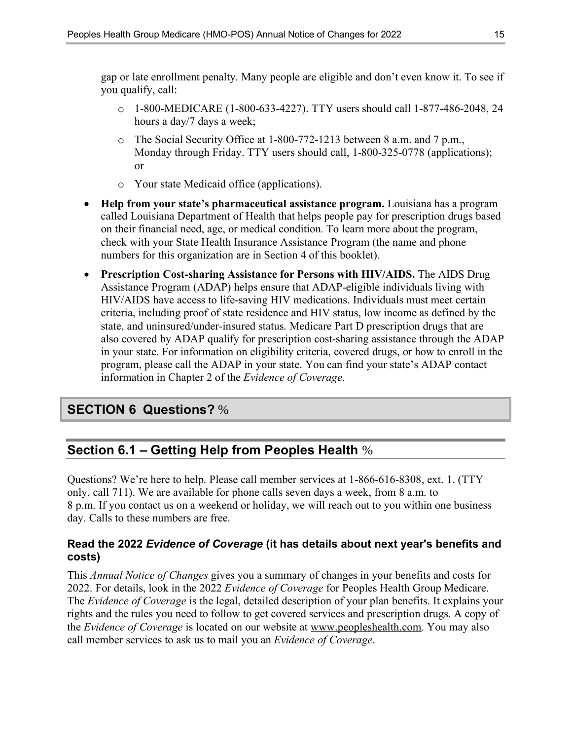gap or late enrollment penalty. Many people are eligible and don't even know it. To see if you qualify, call:

- 1-800-MEDICARE (1-800-633-4227). TTY users should call 1-877-486-2048, 24 hours a day/7 days a week;
- The Social Security Office at 1-800-772-1213 between 8 a.m. and 7 p.m., Monday through Friday. TTY users should call, 1-800-325-0778 (applications); or
- Your state Medicaid office (applications).

- **Help from your state's pharmaceutical assistance program.** Louisiana has a program called Louisiana Department of Health that helps people pay for prescription drugs based on their financial need, age, or medical condition. To learn more about the program, check with your State Health Insurance Assistance Program (the name and phone numbers for this organization are in Section 4 of this booklet).
- **Prescription Cost-sharing Assistance for Persons with HIV/AIDS.** The AIDS Drug Assistance Program (ADAP) helps ensure that ADAP-eligible individuals living with HIV/AIDS have access to life-saving HIV medications. Individuals must meet certain criteria, including proof of state residence and HIV status, low income as defined by the state, and uninsured/under-insured status. Medicare Part D prescription drugs that are also covered by ADAP qualify for prescription cost-sharing assistance through the ADAP in your state. For information on eligibility criteria, covered drugs, or how to enroll in the program, please call the ADAP in your state. You can find your state's ADAP contact information in Chapter 2 of the *Evidence of Coverage*.

# SECTION 6 Questions? %

## Section 6.1 – Getting Help from Peoples Health %

Questions? We're here to help. Please call member services at 1-866-616-8308, ext. 1. (TTY only, call 711). We are available for phone calls seven days a week, from 8 a.m. to 8 p.m. If you contact us on a weekend or holiday, we will reach out to you within one business day. Calls to these numbers are free.

### Read the 2022 *Evidence of Coverage* (it has details about next year's benefits and costs)

This *Annual Notice of Changes* gives you a summary of changes in your benefits and costs for 2022. For details, look in the 2022 *Evidence of Coverage* for Peoples Health Group Medicare. The *Evidence of Coverage* is the legal, detailed description of your plan benefits. It explains your rights and the rules you need to follow to get covered services and prescription drugs. A copy of the *Evidence of Coverage* is located on our website at www.peopleshealth.com. You may also call member services to ask us to mail you an *Evidence of Coverage*.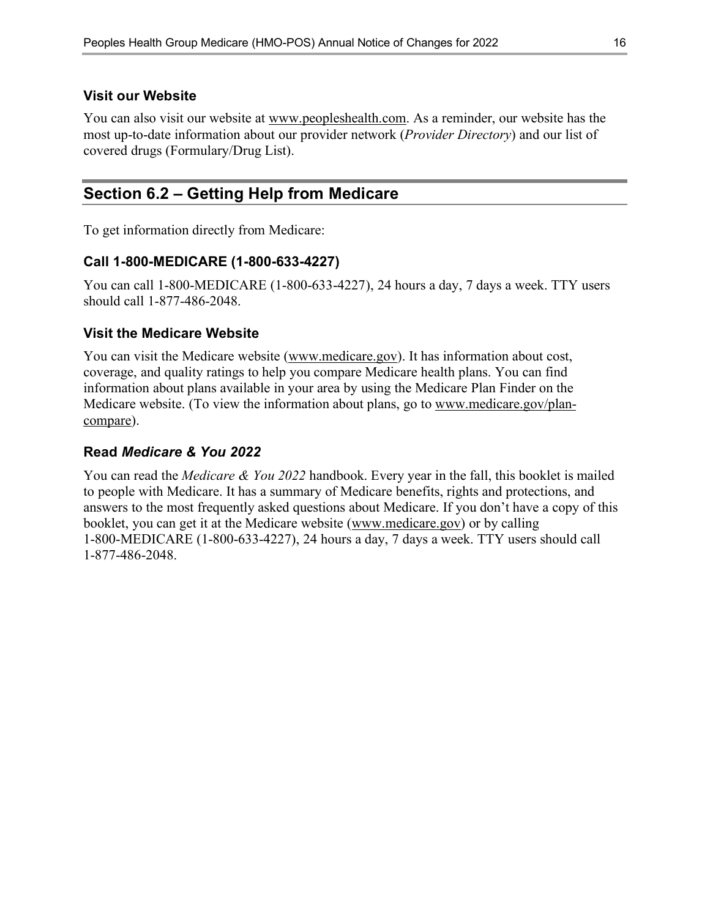### Visit our Website

You can also visit our website at www.peopleshealth.com. As a reminder, our website has the most up-to-date information about our provider network (*Provider Directory*) and our list of covered drugs (Formulary/Drug List).

## Section 6.2 – Getting Help from Medicare

To get information directly from Medicare:

### Call 1-800-MEDICARE (1-800-633-4227)

You can call 1-800-MEDICARE (1-800-633-4227), 24 hours a day, 7 days a week. TTY users should call 1-877-486-2048.

### Visit the Medicare Website

You can visit the Medicare website (www.medicare.gov). It has information about cost, coverage, and quality ratings to help you compare Medicare health plans. You can find information about plans available in your area by using the Medicare Plan Finder on the Medicare website. (To view the information about plans, go to www.medicare.gov/plan-compare).

### Read *Medicare & You 2022*

You can read the *Medicare & You 2022* handbook. Every year in the fall, this booklet is mailed to people with Medicare. It has a summary of Medicare benefits, rights and protections, and answers to the most frequently asked questions about Medicare. If you don't have a copy of this booklet, you can get it at the Medicare website (www.medicare.gov) or by calling 1-800-MEDICARE (1-800-633-4227), 24 hours a day, 7 days a week. TTY users should call 1-877-486-2048.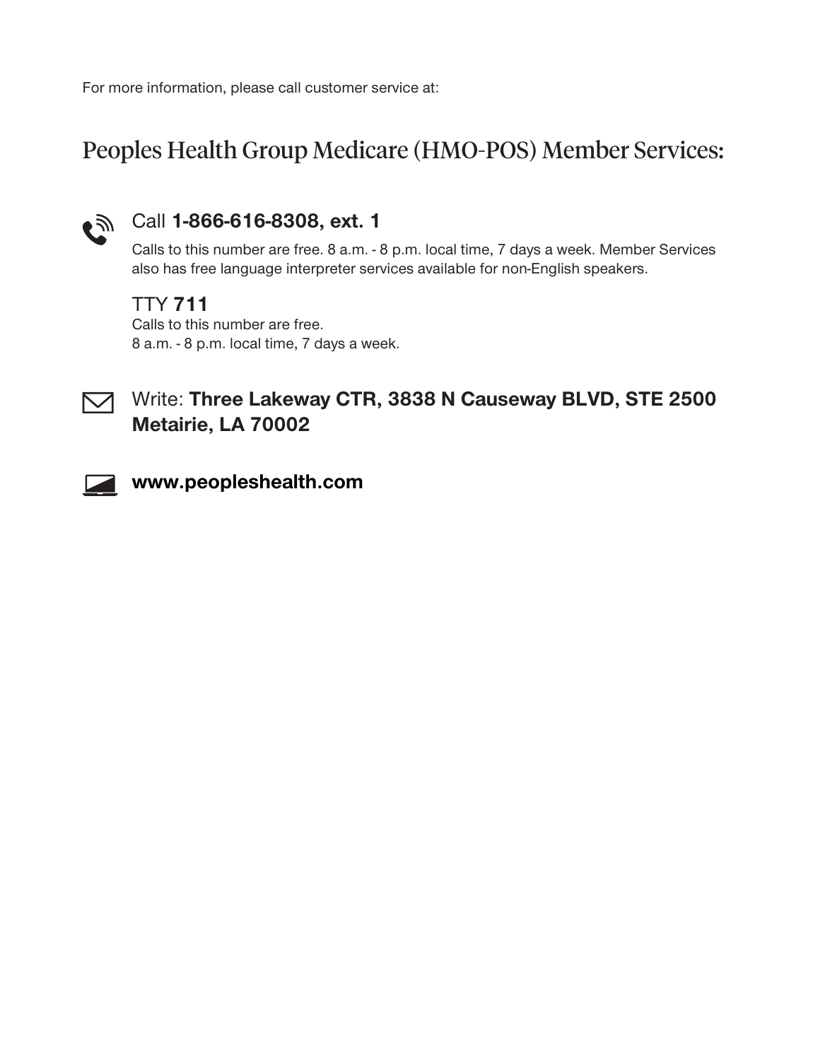For more information, please call customer service at:

## Peoples Health Group Medicare (HMO-POS) Member Services:

Call **1-866-616-8308, ext. 1**

Calls to this number are free. 8 a.m. - 8 p.m. local time, 7 days a week. Member Services also has free language interpreter services available for non-English speakers.

TTY **711**

Calls to this number are free.
8 a.m. - 8 p.m. local time, 7 days a week.

Write: **Three Lakeway CTR, 3838 N Causeway BLVD, STE 2500 Metairie, LA 70002**

**www.peopleshealth.com**